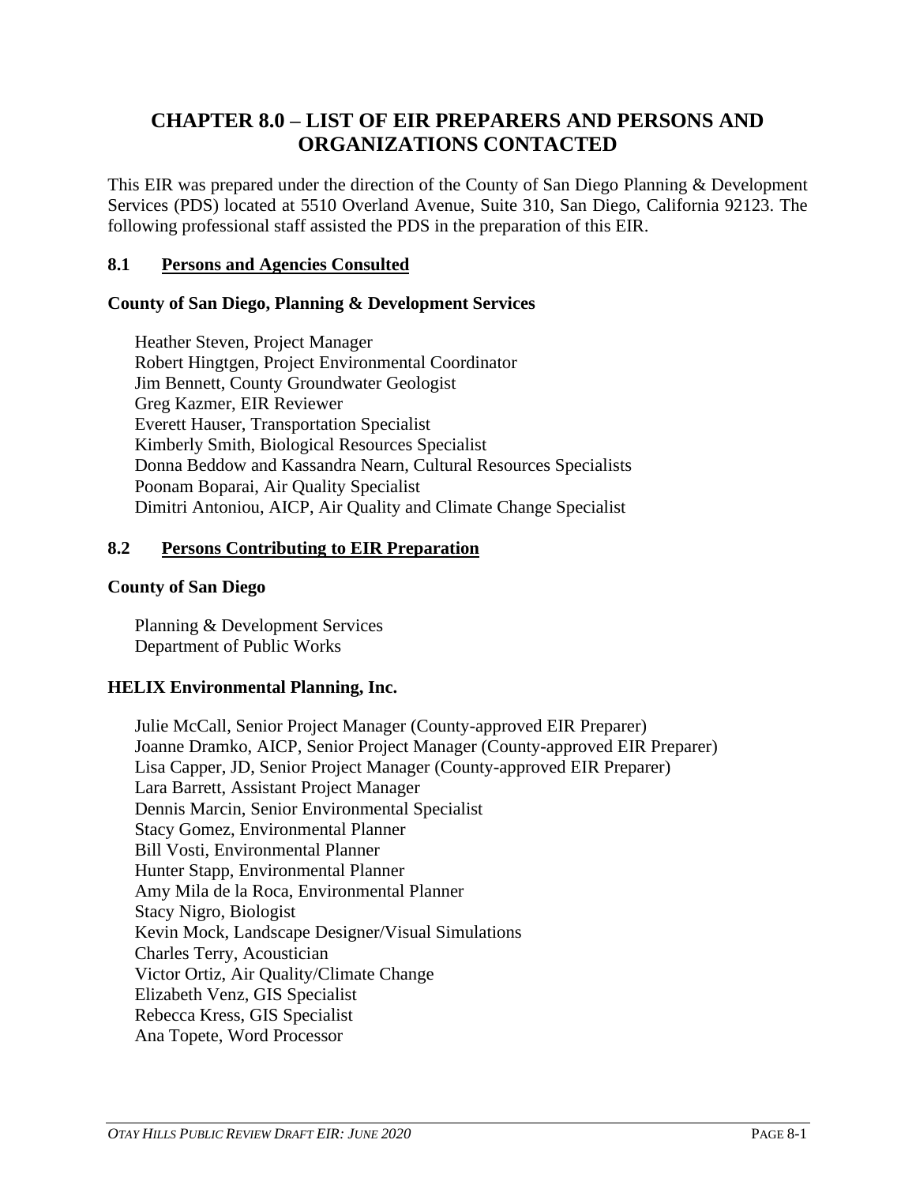# CHAPTER 8.0 – LIST OF EIR PREPARERS AND PERSONS AND ORGANIZATIONS CONTACTED

This EIR was prepared under the direction of the County of San Diego Planning & Development Services (PDS) located at 5510 Overland Avenue, Suite 310, San Diego, California 92123. The following professional staff assisted the PDS in the preparation of this EIR.

## 8.1 Persons and Agencies Consulted

**County of San Diego, Planning & Development Services**

Heather Steven, Project Manager
Robert Hingtgen, Project Environmental Coordinator
Jim Bennett, County Groundwater Geologist
Greg Kazmer, EIR Reviewer
Everett Hauser, Transportation Specialist
Kimberly Smith, Biological Resources Specialist
Donna Beddow and Kassandra Nearn, Cultural Resources Specialists
Poonam Boparai, Air Quality Specialist
Dimitri Antoniou, AICP, Air Quality and Climate Change Specialist

## 8.2 Persons Contributing to EIR Preparation

**County of San Diego**

Planning & Development Services
Department of Public Works

**HELIX Environmental Planning, Inc.**

Julie McCall, Senior Project Manager (County-approved EIR Preparer)
Joanne Dramko, AICP, Senior Project Manager (County-approved EIR Preparer)
Lisa Capper, JD, Senior Project Manager (County-approved EIR Preparer)
Lara Barrett, Assistant Project Manager
Dennis Marcin, Senior Environmental Specialist
Stacy Gomez, Environmental Planner
Bill Vosti, Environmental Planner
Hunter Stapp, Environmental Planner
Amy Mila de la Roca, Environmental Planner
Stacy Nigro, Biologist
Kevin Mock, Landscape Designer/Visual Simulations
Charles Terry, Acoustician
Victor Ortiz, Air Quality/Climate Change
Elizabeth Venz, GIS Specialist
Rebecca Kress, GIS Specialist
Ana Topete, Word Processor